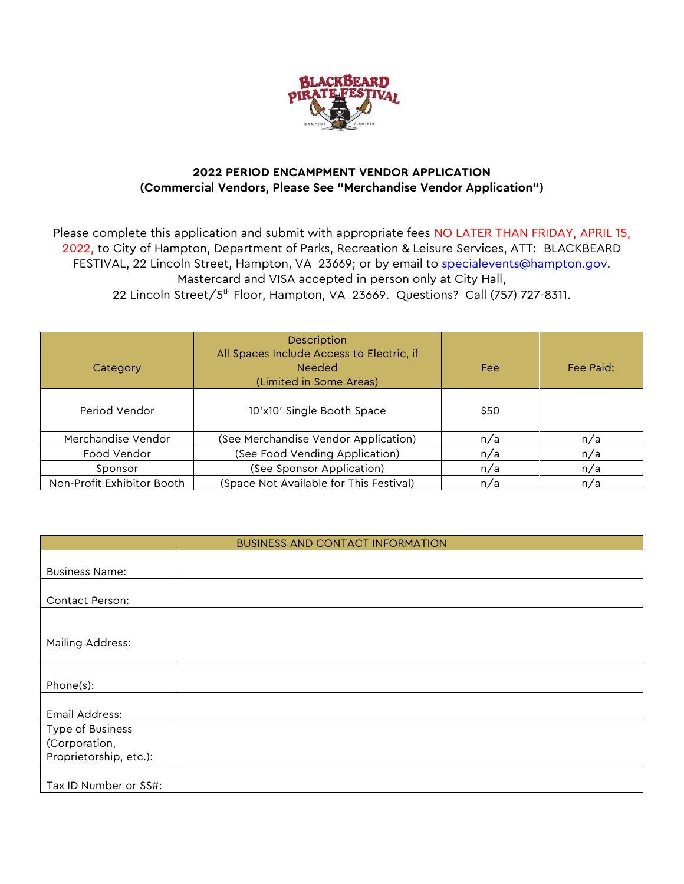## 2022 PERIOD ENCAMPMENT VENDOR APPLICATION
## (Commercial Vendors, Please See "Merchandise Vendor Application")

Please complete this application and submit with appropriate fees NO LATER THAN FRIDAY, APRIL 15, 2022, to City of Hampton, Department of Parks, Recreation & Leisure Services, ATT: BLACKBEARD FESTIVAL, 22 Lincoln Street, Hampton, VA 23669; or by email to specialevents@hampton.gov. Mastercard and VISA accepted in person only at City Hall, 22 Lincoln Street/5th Floor, Hampton, VA 23669. Questions? Call (757) 727-8311.

| Category | Description<br>All Spaces Include Access to Electric, if Needed<br>(Limited in Some Areas) | Fee | Fee Paid: |
|---|---|---|---|
| Period Vendor | 10'x10' Single Booth Space | $50 | |
| Merchandise Vendor | (See Merchandise Vendor Application) | n/a | n/a |
| Food Vendor | (See Food Vending Application) | n/a | n/a |
| Sponsor | (See Sponsor Application) | n/a | n/a |
| Non-Profit Exhibitor Booth | (Space Not Available for This Festival) | n/a | n/a |

| BUSINESS AND CONTACT INFORMATION | |
|---|---|
| Business Name: | |
| Contact Person: | |
| Mailing Address: | |
| Phone(s): | |
| Email Address: | |
| Type of Business (Corporation, Proprietorship, etc.): | |
| Tax ID Number or SS#: | |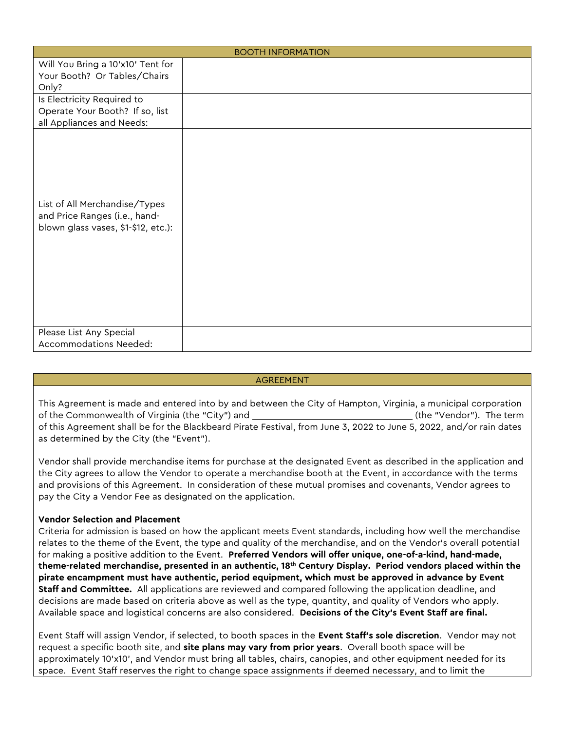| BOOTH INFORMATION | |
| --- | --- |
| Will You Bring a 10'x10' Tent for Your Booth? Or Tables/Chairs Only? | |
| Is Electricity Required to Operate Your Booth? If so, list all Appliances and Needs: | |
| List of All Merchandise/Types and Price Ranges (i.e., hand-blown glass vases, $1-$12, etc.): | |
| Please List Any Special Accommodations Needed: | |

## AGREEMENT

This Agreement is made and entered into by and between the City of Hampton, Virginia, a municipal corporation of the Commonwealth of Virginia (the "City") and ______________________________ (the "Vendor"). The term of this Agreement shall be for the Blackbeard Pirate Festival, from June 3, 2022 to June 5, 2022, and/or rain dates as determined by the City (the "Event").

Vendor shall provide merchandise items for purchase at the designated Event as described in the application and the City agrees to allow the Vendor to operate a merchandise booth at the Event, in accordance with the terms and provisions of this Agreement. In consideration of these mutual promises and covenants, Vendor agrees to pay the City a Vendor Fee as designated on the application.

**Vendor Selection and Placement**

Criteria for admission is based on how the applicant meets Event standards, including how well the merchandise relates to the theme of the Event, the type and quality of the merchandise, and on the Vendor's overall potential for making a positive addition to the Event. **Preferred Vendors will offer unique, one-of-a-kind, hand-made, theme-related merchandise, presented in an authentic, 18th Century Display. Period vendors placed within the pirate encampment must have authentic, period equipment, which must be approved in advance by Event Staff and Committee.** All applications are reviewed and compared following the application deadline, and decisions are made based on criteria above as well as the type, quantity, and quality of Vendors who apply. Available space and logistical concerns are also considered. **Decisions of the City's Event Staff are final.**

Event Staff will assign Vendor, if selected, to booth spaces in the **Event Staff's sole discretion**. Vendor may not request a specific booth site, and **site plans may vary from prior years**. Overall booth space will be approximately 10'x10', and Vendor must bring all tables, chairs, canopies, and other equipment needed for its space. Event Staff reserves the right to change space assignments if deemed necessary, and to limit the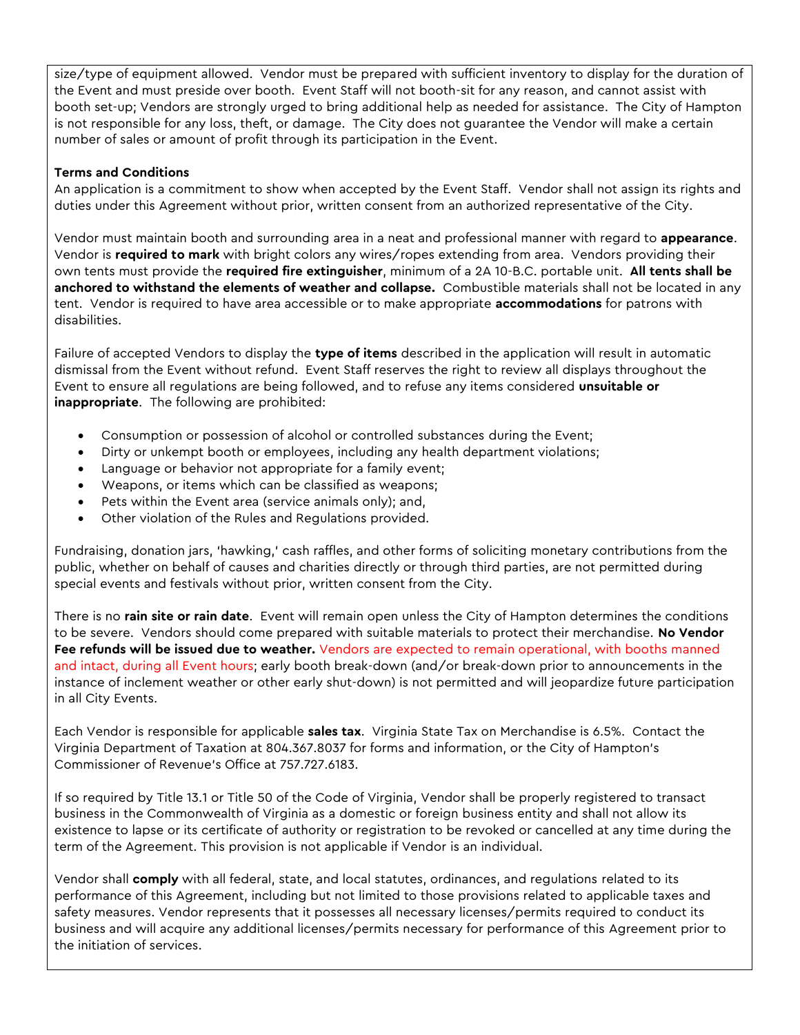size/type of equipment allowed. Vendor must be prepared with sufficient inventory to display for the duration of the Event and must preside over booth. Event Staff will not booth-sit for any reason, and cannot assist with booth set-up; Vendors are strongly urged to bring additional help as needed for assistance. The City of Hampton is not responsible for any loss, theft, or damage. The City does not guarantee the Vendor will make a certain number of sales or amount of profit through its participation in the Event.

**Terms and Conditions**

An application is a commitment to show when accepted by the Event Staff. Vendor shall not assign its rights and duties under this Agreement without prior, written consent from an authorized representative of the City.

Vendor must maintain booth and surrounding area in a neat and professional manner with regard to **appearance**. Vendor is **required to mark** with bright colors any wires/ropes extending from area. Vendors providing their own tents must provide the **required fire extinguisher**, minimum of a 2A 10-B.C. portable unit. **All tents shall be anchored to withstand the elements of weather and collapse.** Combustible materials shall not be located in any tent. Vendor is required to have area accessible or to make appropriate **accommodations** for patrons with disabilities.

Failure of accepted Vendors to display the **type of items** described in the application will result in automatic dismissal from the Event without refund. Event Staff reserves the right to review all displays throughout the Event to ensure all regulations are being followed, and to refuse any items considered **unsuitable or inappropriate**. The following are prohibited:

- Consumption or possession of alcohol or controlled substances during the Event;
- Dirty or unkempt booth or employees, including any health department violations;
- Language or behavior not appropriate for a family event;
- Weapons, or items which can be classified as weapons;
- Pets within the Event area (service animals only); and,
- Other violation of the Rules and Regulations provided.

Fundraising, donation jars, 'hawking,' cash raffles, and other forms of soliciting monetary contributions from the public, whether on behalf of causes and charities directly or through third parties, are not permitted during special events and festivals without prior, written consent from the City.

There is no **rain site or rain date**. Event will remain open unless the City of Hampton determines the conditions to be severe. Vendors should come prepared with suitable materials to protect their merchandise. **No Vendor Fee refunds will be issued due to weather.** Vendors are expected to remain operational, with booths manned and intact, during all Event hours; early booth break-down (and/or break-down prior to announcements in the instance of inclement weather or other early shut-down) is not permitted and will jeopardize future participation in all City Events.

Each Vendor is responsible for applicable **sales tax**. Virginia State Tax on Merchandise is 6.5%. Contact the Virginia Department of Taxation at 804.367.8037 for forms and information, or the City of Hampton's Commissioner of Revenue's Office at 757.727.6183.

If so required by Title 13.1 or Title 50 of the Code of Virginia, Vendor shall be properly registered to transact business in the Commonwealth of Virginia as a domestic or foreign business entity and shall not allow its existence to lapse or its certificate of authority or registration to be revoked or cancelled at any time during the term of the Agreement. This provision is not applicable if Vendor is an individual.

Vendor shall **comply** with all federal, state, and local statutes, ordinances, and regulations related to its performance of this Agreement, including but not limited to those provisions related to applicable taxes and safety measures. Vendor represents that it possesses all necessary licenses/permits required to conduct its business and will acquire any additional licenses/permits necessary for performance of this Agreement prior to the initiation of services.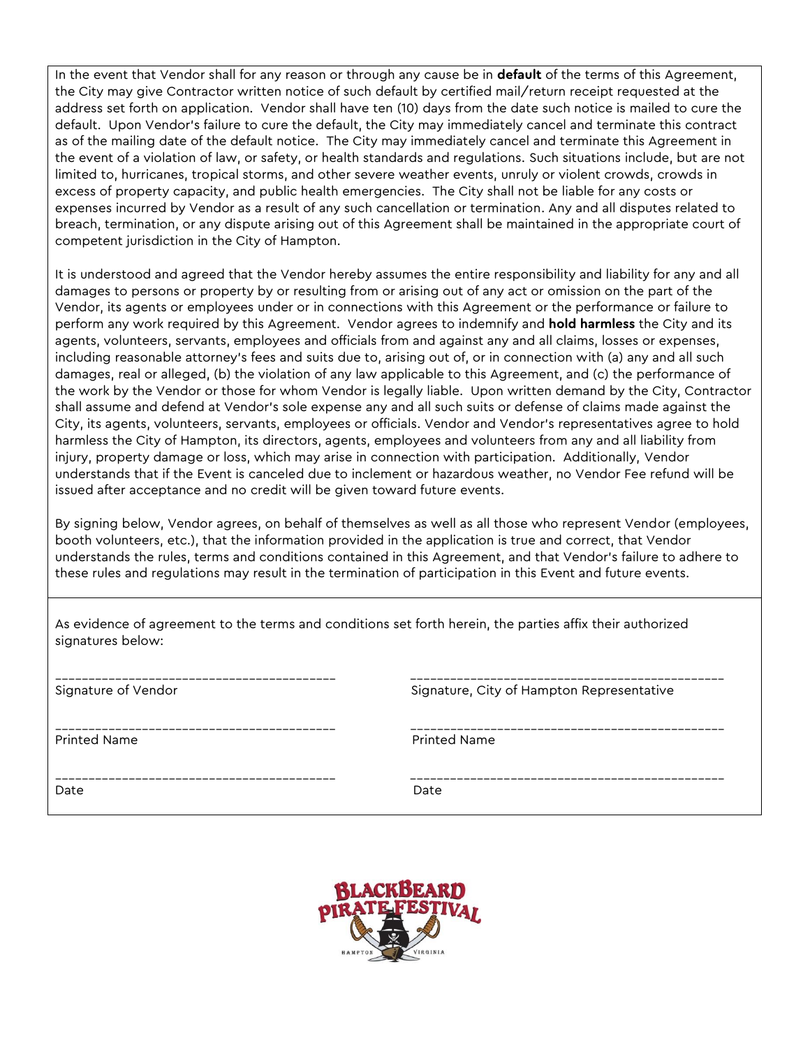In the event that Vendor shall for any reason or through any cause be in **default** of the terms of this Agreement, the City may give Contractor written notice of such default by certified mail/return receipt requested at the address set forth on application. Vendor shall have ten (10) days from the date such notice is mailed to cure the default. Upon Vendor's failure to cure the default, the City may immediately cancel and terminate this contract as of the mailing date of the default notice. The City may immediately cancel and terminate this Agreement in the event of a violation of law, or safety, or health standards and regulations. Such situations include, but are not limited to, hurricanes, tropical storms, and other severe weather events, unruly or violent crowds, crowds in excess of property capacity, and public health emergencies. The City shall not be liable for any costs or expenses incurred by Vendor as a result of any such cancellation or termination. Any and all disputes related to breach, termination, or any dispute arising out of this Agreement shall be maintained in the appropriate court of competent jurisdiction in the City of Hampton.

It is understood and agreed that the Vendor hereby assumes the entire responsibility and liability for any and all damages to persons or property by or resulting from or arising out of any act or omission on the part of the Vendor, its agents or employees under or in connections with this Agreement or the performance or failure to perform any work required by this Agreement. Vendor agrees to indemnify and **hold harmless** the City and its agents, volunteers, servants, employees and officials from and against any and all claims, losses or expenses, including reasonable attorney's fees and suits due to, arising out of, or in connection with (a) any and all such damages, real or alleged, (b) the violation of any law applicable to this Agreement, and (c) the performance of the work by the Vendor or those for whom Vendor is legally liable. Upon written demand by the City, Contractor shall assume and defend at Vendor's sole expense any and all such suits or defense of claims made against the City, its agents, volunteers, servants, employees or officials. Vendor and Vendor's representatives agree to hold harmless the City of Hampton, its directors, agents, employees and volunteers from any and all liability from injury, property damage or loss, which may arise in connection with participation. Additionally, Vendor understands that if the Event is canceled due to inclement or hazardous weather, no Vendor Fee refund will be issued after acceptance and no credit will be given toward future events.

By signing below, Vendor agrees, on behalf of themselves as well as all those who represent Vendor (employees, booth volunteers, etc.), that the information provided in the application is true and correct, that Vendor understands the rules, terms and conditions contained in this Agreement, and that Vendor's failure to adhere to these rules and regulations may result in the termination of participation in this Event and future events.

As evidence of agreement to the terms and conditions set forth herein, the parties affix their authorized signatures below:

| | |
|---|---|
| ________________________________ | ________________________________ |
| Signature of Vendor | Signature, City of Hampton Representative |
| ________________________________ | ________________________________ |
| Printed Name | Printed Name |
| ________________________________ | ________________________________ |
| Date | Date |

BLACKBEARD PIRATE FESTIVAL
HAMPTON VIRGINIA